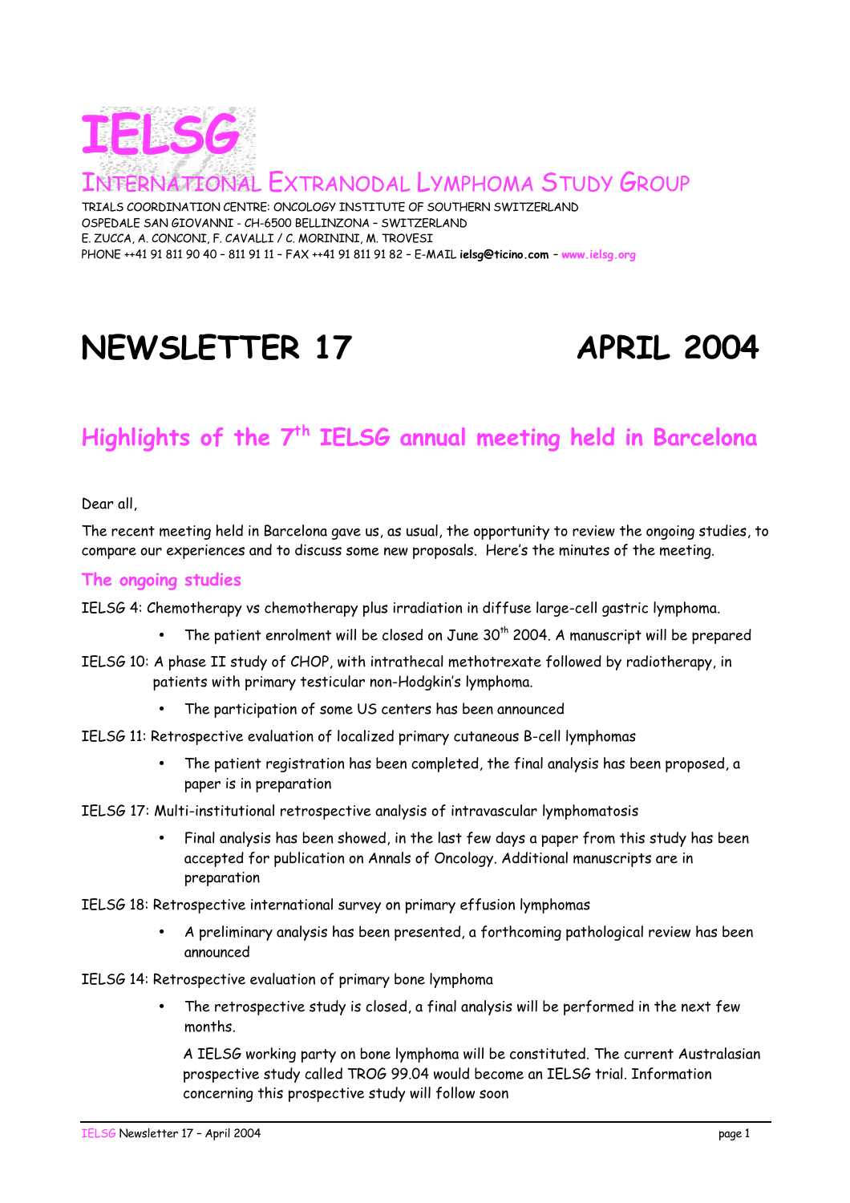# IELSG

## INTERNATIONAL EXTRANODAL LYMPHOMA STUDY GROUP

TRIALS COORDINATION CENTRE: ONCOLOGY INSTITUTE OF SOUTHERN SWITZERLAND
OSPEDALE SAN GIOVANNI - CH-6500 BELLINZONA – SWITZERLAND
E. ZUCCA, A. CONCONI, F. CAVALLI / C. MORININI, M. TROVESI
PHONE ++41 91 811 90 40 – 811 91 11 – FAX ++41 91 811 91 82 – E-MAIL **ielsg@ticino.com** – www.ielsg.org

# NEWSLETTER 17 APRIL 2004

## Highlights of the 7th IELSG annual meeting held in Barcelona

Dear all,

The recent meeting held in Barcelona gave us, as usual, the opportunity to review the ongoing studies, to compare our experiences and to discuss some new proposals. Here's the minutes of the meeting.

### The ongoing studies

IELSG 4: Chemotherapy vs chemotherapy plus irradiation in diffuse large-cell gastric lymphoma.

- The patient enrolment will be closed on June 30th 2004. A manuscript will be prepared

IELSG 10: A phase II study of CHOP, with intrathecal methotrexate followed by radiotherapy, in patients with primary testicular non-Hodgkin's lymphoma.

- The participation of some US centers has been announced

IELSG 11: Retrospective evaluation of localized primary cutaneous B-cell lymphomas

- The patient registration has been completed, the final analysis has been proposed, a paper is in preparation

IELSG 17: Multi-institutional retrospective analysis of intravascular lymphomatosis

- Final analysis has been showed, in the last few days a paper from this study has been accepted for publication on Annals of Oncology. Additional manuscripts are in preparation

IELSG 18: Retrospective international survey on primary effusion lymphomas

- A preliminary analysis has been presented, a forthcoming pathological review has been announced

IELSG 14: Retrospective evaluation of primary bone lymphoma

- The retrospective study is closed, a final analysis will be performed in the next few months.

  A IELSG working party on bone lymphoma will be constituted. The current Australasian prospective study called TROG 99.04 would become an IELSG trial. Information concerning this prospective study will follow soon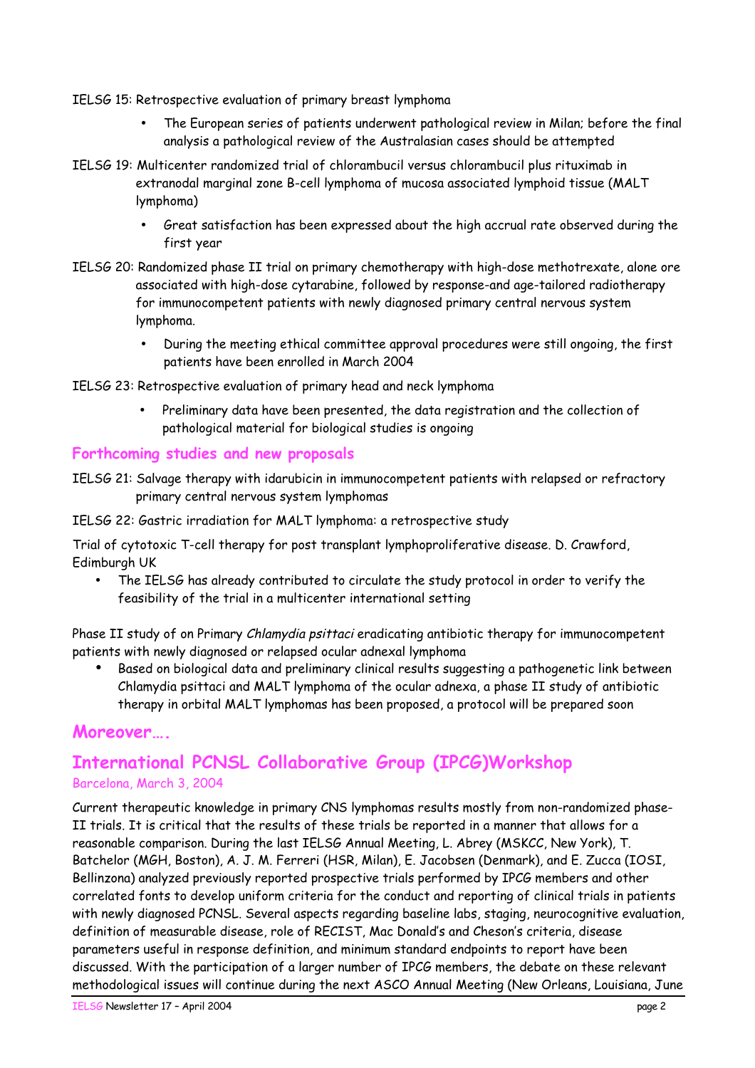IELSG 15: Retrospective evaluation of primary breast lymphoma

- The European series of patients underwent pathological review in Milan; before the final analysis a pathological review of the Australasian cases should be attempted

IELSG 19: Multicenter randomized trial of chlorambucil versus chlorambucil plus rituximab in extranodal marginal zone B-cell lymphoma of mucosa associated lymphoid tissue (MALT lymphoma)

- Great satisfaction has been expressed about the high accrual rate observed during the first year

IELSG 20: Randomized phase II trial on primary chemotherapy with high-dose methotrexate, alone ore associated with high-dose cytarabine, followed by response-and age-tailored radiotherapy for immunocompetent patients with newly diagnosed primary central nervous system lymphoma.

- During the meeting ethical committee approval procedures were still ongoing, the first patients have been enrolled in March 2004

IELSG 23: Retrospective evaluation of primary head and neck lymphoma

- Preliminary data have been presented, the data registration and the collection of pathological material for biological studies is ongoing

## Forthcoming studies and new proposals

IELSG 21: Salvage therapy with idarubicin in immunocompetent patients with relapsed or refractory primary central nervous system lymphomas

IELSG 22: Gastric irradiation for MALT lymphoma: a retrospective study

Trial of cytotoxic T-cell therapy for post transplant lymphoproliferative disease. D. Crawford, Edimburgh UK

- The IELSG has already contributed to circulate the study protocol in order to verify the feasibility of the trial in a multicenter international setting

Phase II study of on Primary *Chlamydia psittaci* eradicating antibiotic therapy for immunocompetent patients with newly diagnosed or relapsed ocular adnexal lymphoma

- Based on biological data and preliminary clinical results suggesting a pathogenetic link between Chlamydia psittaci and MALT lymphoma of the ocular adnexa, a phase II study of antibiotic therapy in orbital MALT lymphomas has been proposed, a protocol will be prepared soon

## Moreover….

## International PCNSL Collaborative Group (IPCG)Workshop

Barcelona, March 3, 2004

Current therapeutic knowledge in primary CNS lymphomas results mostly from non-randomized phase-II trials. It is critical that the results of these trials be reported in a manner that allows for a reasonable comparison. During the last IELSG Annual Meeting, L. Abrey (MSKCC, New York), T. Batchelor (MGH, Boston), A. J. M. Ferreri (HSR, Milan), E. Jacobsen (Denmark), and E. Zucca (IOSI, Bellinzona) analyzed previously reported prospective trials performed by IPCG members and other correlated fonts to develop uniform criteria for the conduct and reporting of clinical trials in patients with newly diagnosed PCNSL. Several aspects regarding baseline labs, staging, neurocognitive evaluation, definition of measurable disease, role of RECIST, Mac Donald's and Cheson's criteria, disease parameters useful in response definition, and minimum standard endpoints to report have been discussed. With the participation of a larger number of IPCG members, the debate on these relevant methodological issues will continue during the next ASCO Annual Meeting (New Orleans, Louisiana, June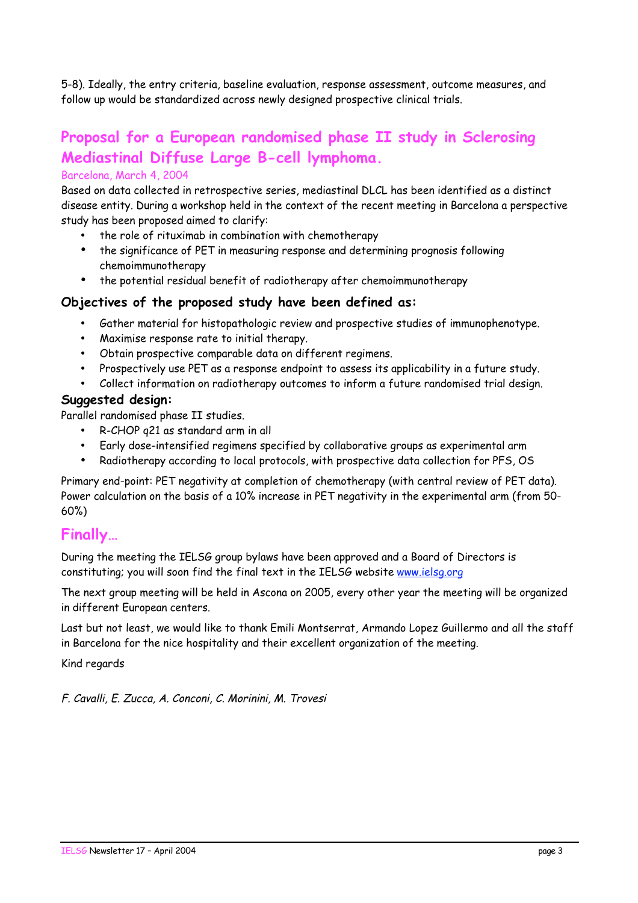5-8). Ideally, the entry criteria, baseline evaluation, response assessment, outcome measures, and follow up would be standardized across newly designed prospective clinical trials.

## Proposal for a European randomised phase II study in Sclerosing Mediastinal Diffuse Large B-cell lymphoma.

Barcelona, March 4, 2004

Based on data collected in retrospective series, mediastinal DLCL has been identified as a distinct disease entity. During a workshop held in the context of the recent meeting in Barcelona a perspective study has been proposed aimed to clarify:

- the role of rituximab in combination with chemotherapy
- the significance of PET in measuring response and determining prognosis following chemoimmunotherapy
- the potential residual benefit of radiotherapy after chemoimmunotherapy

### Objectives of the proposed study have been defined as:

- Gather material for histopathologic review and prospective studies of immunophenotype.
- Maximise response rate to initial therapy.
- Obtain prospective comparable data on different regimens.
- Prospectively use PET as a response endpoint to assess its applicability in a future study.
- Collect information on radiotherapy outcomes to inform a future randomised trial design.

### Suggested design:

Parallel randomised phase II studies.

- R-CHOP q21 as standard arm in all
- Early dose-intensified regimens specified by collaborative groups as experimental arm
- Radiotherapy according to local protocols, with prospective data collection for PFS, OS

Primary end-point: PET negativity at completion of chemotherapy (with central review of PET data). Power calculation on the basis of a 10% increase in PET negativity in the experimental arm (from 50-60%)

## Finally…

During the meeting the IELSG group bylaws have been approved and a Board of Directors is constituting; you will soon find the final text in the IELSG website www.ielsg.org

The next group meeting will be held in Ascona on 2005, every other year the meeting will be organized in different European centers.

Last but not least, we would like to thank Emili Montserrat, Armando Lopez Guillermo and all the staff in Barcelona for the nice hospitality and their excellent organization of the meeting.

Kind regards

*F. Cavalli, E. Zucca, A. Conconi, C. Morinini, M. Trovesi*